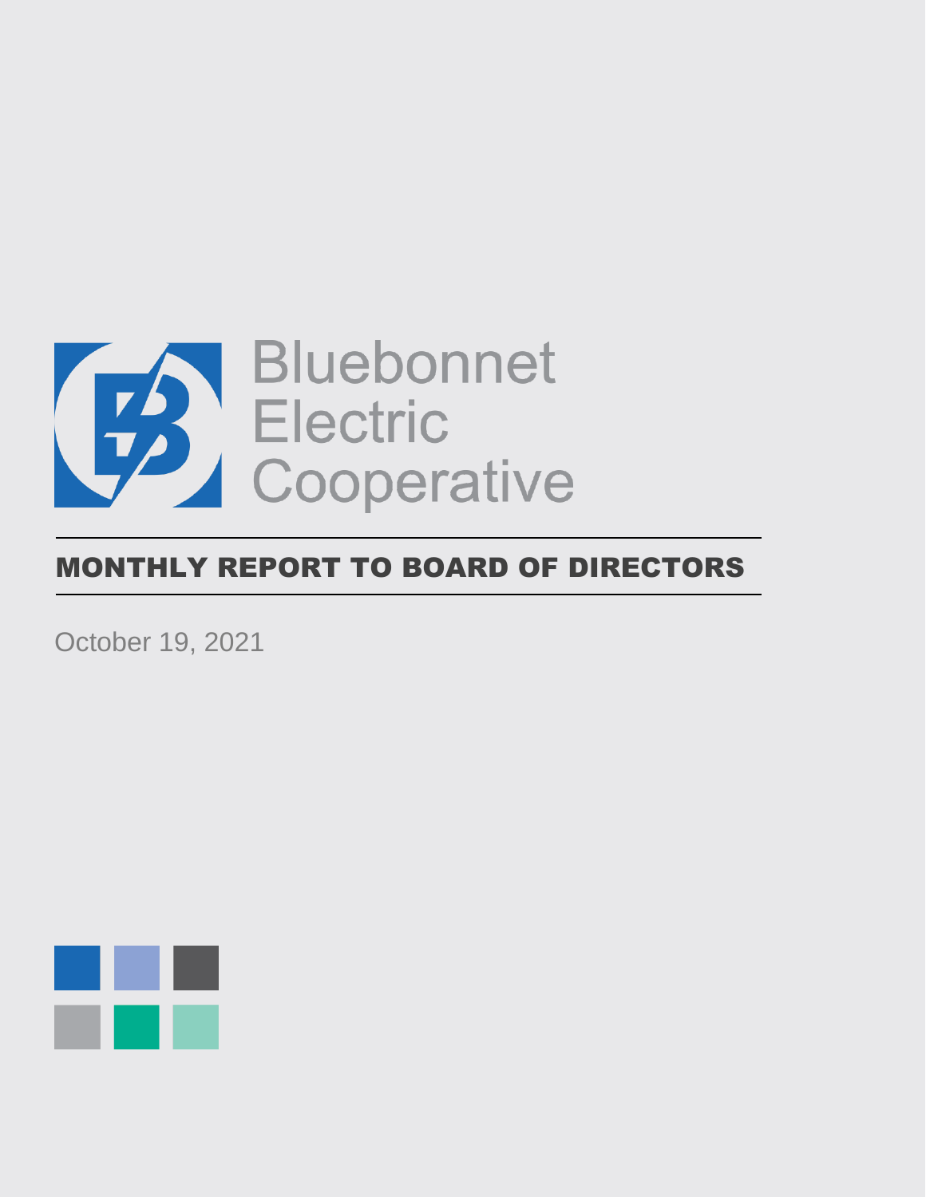Bluebonnet Electric Cooperative

# MONTHLY REPORT TO BOARD OF DIRECTORS

October 19, 2021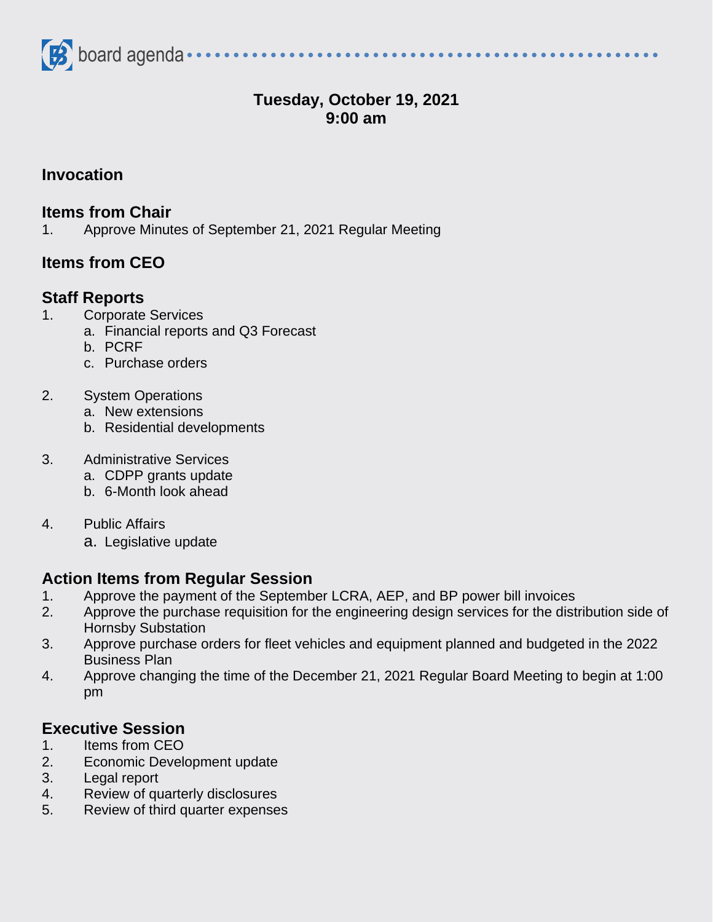board agenda

**Tuesday, October 19, 2021**
**9:00 am**

## Invocation

## Items from Chair

1. Approve Minutes of September 21, 2021 Regular Meeting

## Items from CEO

## Staff Reports

1. Corporate Services
   a. Financial reports and Q3 Forecast
   b. PCRF
   c. Purchase orders

2. System Operations
   a. New extensions
   b. Residential developments

3. Administrative Services
   a. CDPP grants update
   b. 6-Month look ahead

4. Public Affairs
   a. Legislative update

## Action Items from Regular Session

1. Approve the payment of the September LCRA, AEP, and BP power bill invoices
2. Approve the purchase requisition for the engineering design services for the distribution side of Hornsby Substation
3. Approve purchase orders for fleet vehicles and equipment planned and budgeted in the 2022 Business Plan
4. Approve changing the time of the December 21, 2021 Regular Board Meeting to begin at 1:00 pm

## Executive Session

1. Items from CEO
2. Economic Development update
3. Legal report
4. Review of quarterly disclosures
5. Review of third quarter expenses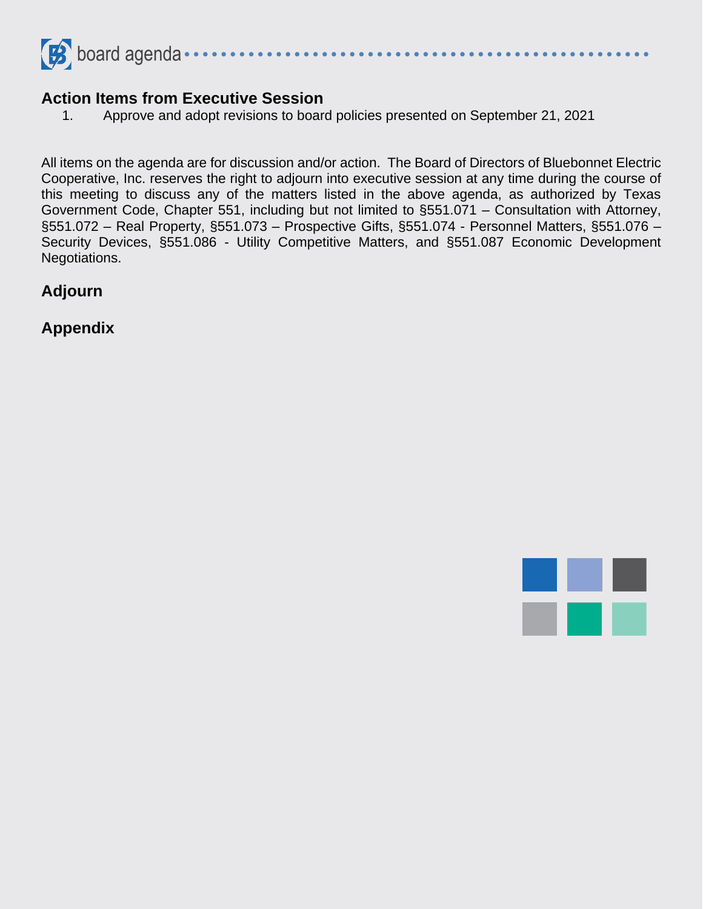## Action Items from Executive Session

1. Approve and adopt revisions to board policies presented on September 21, 2021

All items on the agenda are for discussion and/or action. The Board of Directors of Bluebonnet Electric Cooperative, Inc. reserves the right to adjourn into executive session at any time during the course of this meeting to discuss any of the matters listed in the above agenda, as authorized by Texas Government Code, Chapter 551, including but not limited to §551.071 – Consultation with Attorney, §551.072 – Real Property, §551.073 – Prospective Gifts, §551.074 - Personnel Matters, §551.076 – Security Devices, §551.086 - Utility Competitive Matters, and §551.087 Economic Development Negotiations.

## Adjourn

## Appendix